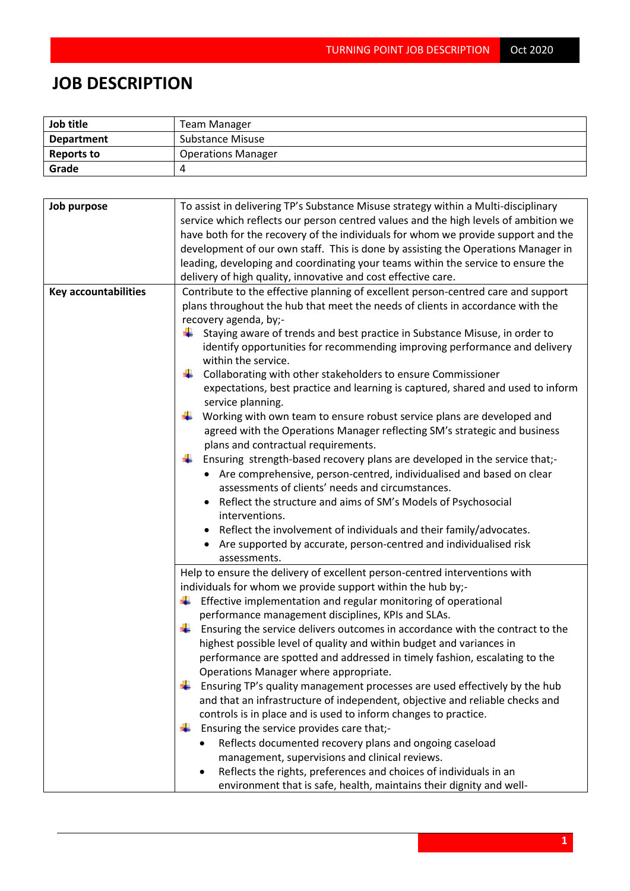# JOB DESCRIPTION

| Job title | Team Manager |
|---|---|
| Department | Substance Misuse |
| Reports to | Operations Manager |
| Grade | 4 |

| | |
|---|---|
| **Job purpose** | To assist in delivering TP's Substance Misuse strategy within a Multi-disciplinary service which reflects our person centred values and the high levels of ambition we have both for the recovery of the individuals for whom we provide support and the development of our own staff. This is done by assisting the Operations Manager in leading, developing and coordinating your teams within the service to ensure the delivery of high quality, innovative and cost effective care. |
| **Key accountabilities** | Contribute to the effective planning of excellent person-centred care and support plans throughout the hub that meet the needs of clients in accordance with the recovery agenda, by;- <br>- Staying aware of trends and best practice in Substance Misuse, in order to identify opportunities for recommending improving performance and delivery within the service.<br>- Collaborating with other stakeholders to ensure Commissioner expectations, best practice and learning is captured, shared and used to inform service planning.<br>- Working with own team to ensure robust service plans are developed and agreed with the Operations Manager reflecting SM's strategic and business plans and contractual requirements.<br>- Ensuring strength-based recovery plans are developed in the service that;-<br>&nbsp;&nbsp;• Are comprehensive, person-centred, individualised and based on clear assessments of clients' needs and circumstances.<br>&nbsp;&nbsp;• Reflect the structure and aims of SM's Models of Psychosocial interventions.<br>&nbsp;&nbsp;• Reflect the involvement of individuals and their family/advocates.<br>&nbsp;&nbsp;• Are supported by accurate, person-centred and individualised risk assessments. |
| | Help to ensure the delivery of excellent person-centred interventions with individuals for whom we provide support within the hub by;-<br>- Effective implementation and regular monitoring of operational performance management disciplines, KPIs and SLAs.<br>- Ensuring the service delivers outcomes in accordance with the contract to the highest possible level of quality and within budget and variances in performance are spotted and addressed in timely fashion, escalating to the Operations Manager where appropriate.<br>- Ensuring TP's quality management processes are used effectively by the hub and that an infrastructure of independent, objective and reliable checks and controls is in place and is used to inform changes to practice.<br>- Ensuring the service provides care that;-<br>&nbsp;&nbsp;• Reflects documented recovery plans and ongoing caseload management, supervisions and clinical reviews.<br>&nbsp;&nbsp;• Reflects the rights, preferences and choices of individuals in an environment that is safe, health, maintains their dignity and well- |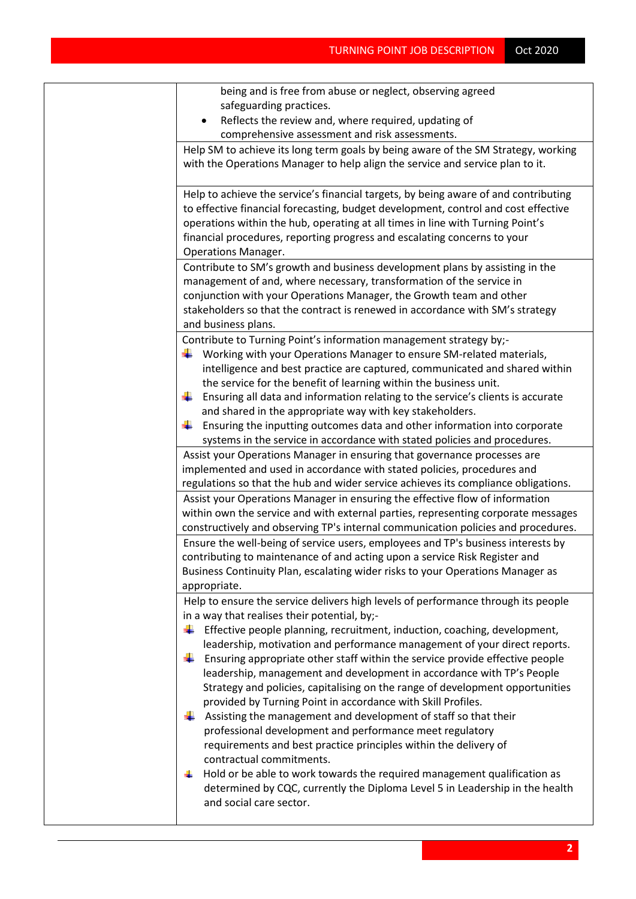| | |
|---|---|
| | being and is free from abuse or neglect, observing agreed safeguarding practices.<br>• Reflects the review and, where required, updating of comprehensive assessment and risk assessments. |
| | Help SM to achieve its long term goals by being aware of the SM Strategy, working with the Operations Manager to help align the service and service plan to it. |
| | Help to achieve the service's financial targets, by being aware of and contributing to effective financial forecasting, budget development, control and cost effective operations within the hub, operating at all times in line with Turning Point's financial procedures, reporting progress and escalating concerns to your Operations Manager. |
| | Contribute to SM's growth and business development plans by assisting in the management of and, where necessary, transformation of the service in conjunction with your Operations Manager, the Growth team and other stakeholders so that the contract is renewed in accordance with SM's strategy and business plans. |
| | Contribute to Turning Point's information management strategy by;-<br>• Working with your Operations Manager to ensure SM-related materials, intelligence and best practice are captured, communicated and shared within the service for the benefit of learning within the business unit.<br>• Ensuring all data and information relating to the service's clients is accurate and shared in the appropriate way with key stakeholders.<br>• Ensuring the inputting outcomes data and other information into corporate systems in the service in accordance with stated policies and procedures. |
| | Assist your Operations Manager in ensuring that governance processes are implemented and used in accordance with stated policies, procedures and regulations so that the hub and wider service achieves its compliance obligations. |
| | Assist your Operations Manager in ensuring the effective flow of information within own the service and with external parties, representing corporate messages constructively and observing TP's internal communication policies and procedures. |
| | Ensure the well-being of service users, employees and TP's business interests by contributing to maintenance of and acting upon a service Risk Register and Business Continuity Plan, escalating wider risks to your Operations Manager as appropriate. |
| | Help to ensure the service delivers high levels of performance through its people in a way that realises their potential, by;-<br>• Effective people planning, recruitment, induction, coaching, development, leadership, motivation and performance management of your direct reports.<br>• Ensuring appropriate other staff within the service provide effective people leadership, management and development in accordance with TP's People Strategy and policies, capitalising on the range of development opportunities provided by Turning Point in accordance with Skill Profiles.<br>• Assisting the management and development of staff so that their professional development and performance meet regulatory requirements and best practice principles within the delivery of contractual commitments.<br>• Hold or be able to work towards the required management qualification as determined by CQC, currently the Diploma Level 5 in Leadership in the health and social care sector. |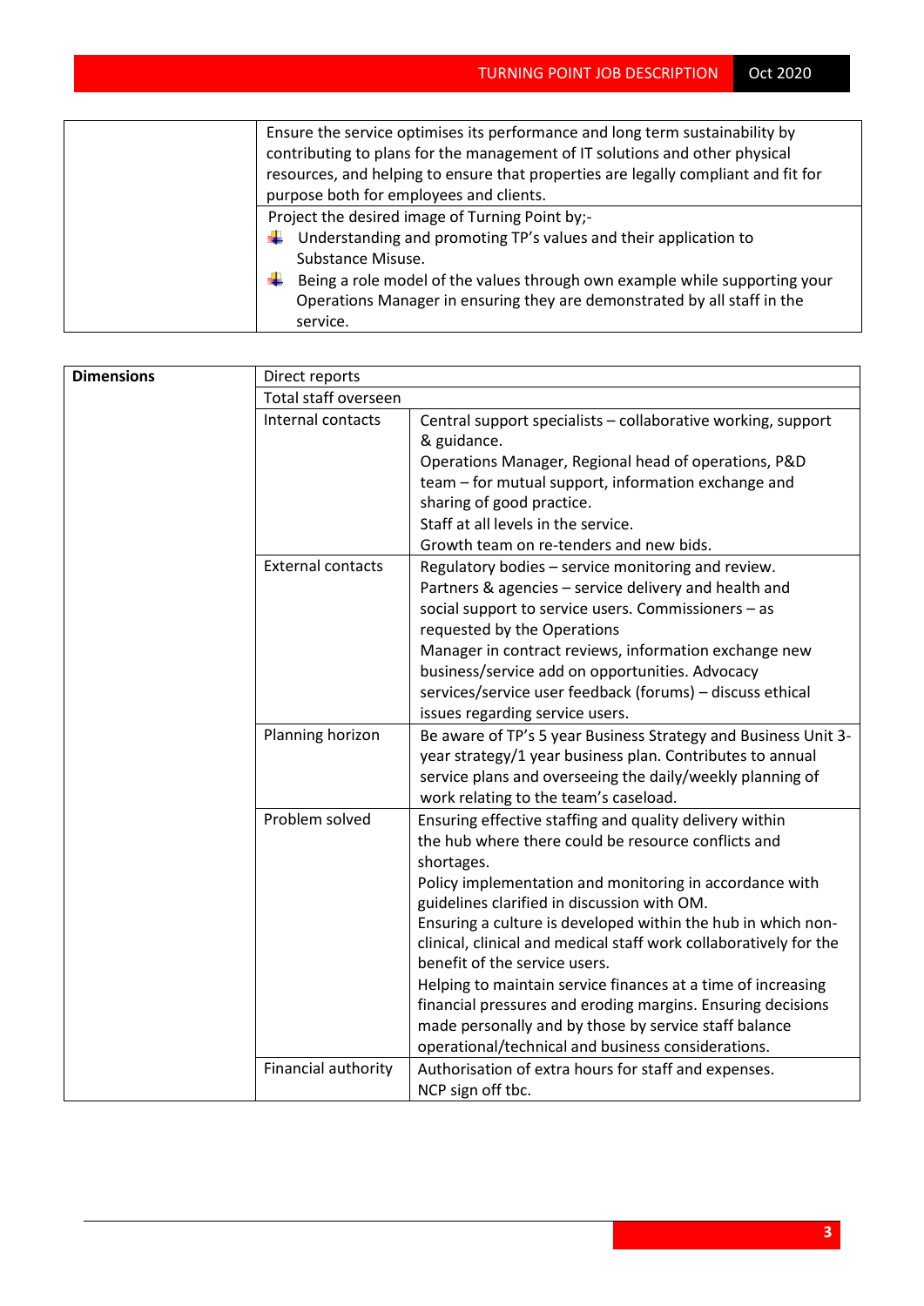| | |
|---|---|
| | Ensure the service optimises its performance and long term sustainability by contributing to plans for the management of IT solutions and other physical resources, and helping to ensure that properties are legally compliant and fit for purpose both for employees and clients. |
| | Project the desired image of Turning Point by;- <br> - Understanding and promoting TP's values and their application to Substance Misuse. <br> - Being a role model of the values through own example while supporting your Operations Manager in ensuring they are demonstrated by all staff in the service. |

| | | |
|---|---|---|
| **Dimensions** | Direct reports | |
| | Total staff overseen | |
| | Internal contacts | Central support specialists – collaborative working, support & guidance. <br> Operations Manager, Regional head of operations, P&D team – for mutual support, information exchange and sharing of good practice. <br> Staff at all levels in the service. <br> Growth team on re-tenders and new bids. |
| | External contacts | Regulatory bodies – service monitoring and review. <br> Partners & agencies – service delivery and health and social support to service users. Commissioners – as requested by the Operations <br> Manager in contract reviews, information exchange new business/service add on opportunities. Advocacy services/service user feedback (forums) – discuss ethical issues regarding service users. |
| | Planning horizon | Be aware of TP's 5 year Business Strategy and Business Unit 3-year strategy/1 year business plan. Contributes to annual service plans and overseeing the daily/weekly planning of work relating to the team's caseload. |
| | Problem solved | Ensuring effective staffing and quality delivery within the hub where there could be resource conflicts and shortages. <br> Policy implementation and monitoring in accordance with guidelines clarified in discussion with OM. <br> Ensuring a culture is developed within the hub in which non-clinical, clinical and medical staff work collaboratively for the benefit of the service users. <br> Helping to maintain service finances at a time of increasing financial pressures and eroding margins. Ensuring decisions made personally and by those by service staff balance operational/technical and business considerations. |
| | Financial authority | Authorisation of extra hours for staff and expenses. <br> NCP sign off tbc. |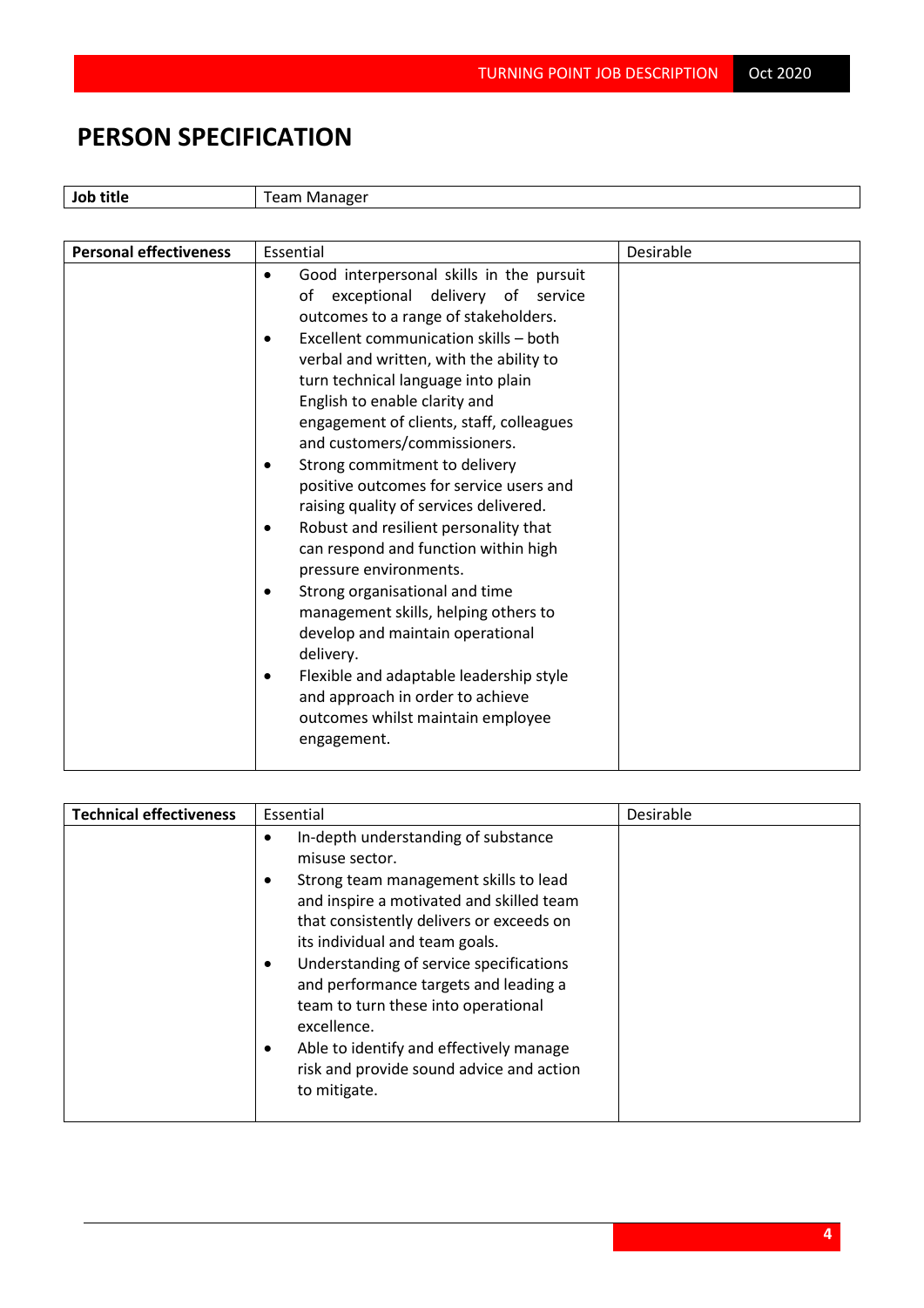# PERSON SPECIFICATION

| Job title | Team Manager |
|---|---|

| Personal effectiveness | Essential | Desirable |
|---|---|---|
| | • Good interpersonal skills in the pursuit of exceptional delivery of service outcomes to a range of stakeholders.<br>• Excellent communication skills – both verbal and written, with the ability to turn technical language into plain English to enable clarity and engagement of clients, staff, colleagues and customers/commissioners.<br>• Strong commitment to delivery positive outcomes for service users and raising quality of services delivered.<br>• Robust and resilient personality that can respond and function within high pressure environments.<br>• Strong organisational and time management skills, helping others to develop and maintain operational delivery.<br>• Flexible and adaptable leadership style and approach in order to achieve outcomes whilst maintain employee engagement. | |

| Technical effectiveness | Essential | Desirable |
|---|---|---|
| | • In-depth understanding of substance misuse sector.<br>• Strong team management skills to lead and inspire a motivated and skilled team that consistently delivers or exceeds on its individual and team goals.<br>• Understanding of service specifications and performance targets and leading a team to turn these into operational excellence.<br>• Able to identify and effectively manage risk and provide sound advice and action to mitigate. | |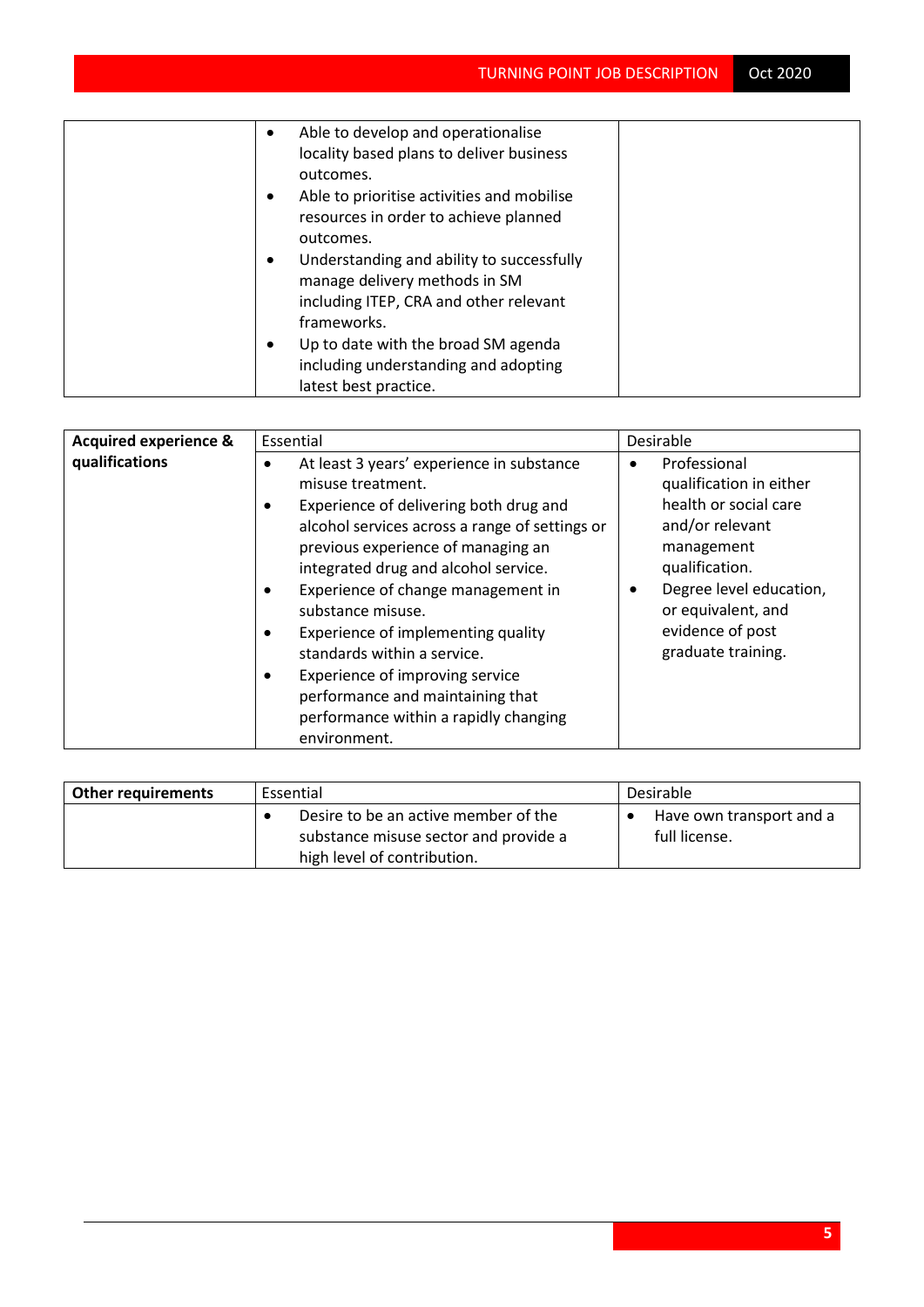| | | |
|---|---|---|
| | • Able to develop and operationalise locality based plans to deliver business outcomes.<br>• Able to prioritise activities and mobilise resources in order to achieve planned outcomes.<br>• Understanding and ability to successfully manage delivery methods in SM including ITEP, CRA and other relevant frameworks.<br>• Up to date with the broad SM agenda including understanding and adopting latest best practice. | |

| **Acquired experience & qualifications** | Essential | Desirable |
|---|---|---|
| | • At least 3 years' experience in substance misuse treatment.<br>• Experience of delivering both drug and alcohol services across a range of settings or previous experience of managing an integrated drug and alcohol service.<br>• Experience of change management in substance misuse.<br>• Experience of implementing quality standards within a service.<br>• Experience of improving service performance and maintaining that performance within a rapidly changing environment. | • Professional qualification in either health or social care and/or relevant management qualification.<br>• Degree level education, or equivalent, and evidence of post graduate training. |

| **Other requirements** | Essential | Desirable |
|---|---|---|
| | • Desire to be an active member of the substance misuse sector and provide a high level of contribution. | • Have own transport and a full license. |